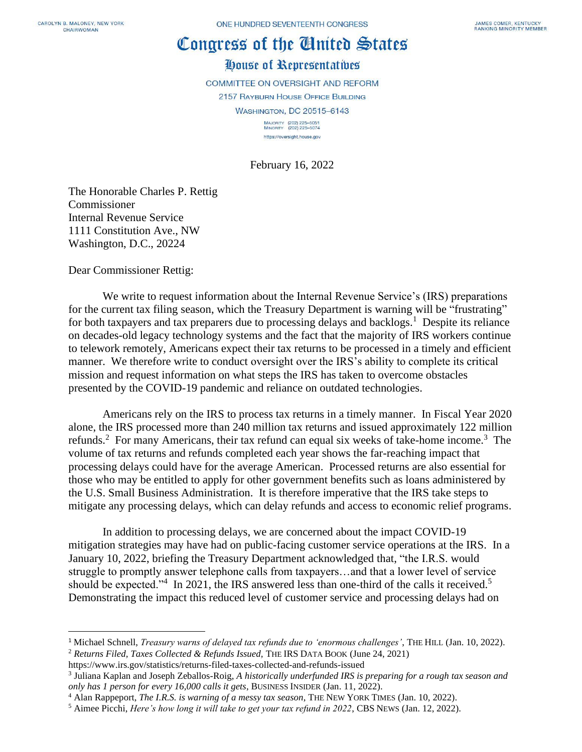CAROLYN B. MALONEY, NEW YORK
CHAIRWOMAN

ONE HUNDRED SEVENTEENTH CONGRESS

JAMES COMER, KENTUCKY
RANKING MINORITY MEMBER

# Congress of the United States

## House of Representatives

COMMITTEE ON OVERSIGHT AND REFORM
2157 RAYBURN HOUSE OFFICE BUILDING
WASHINGTON, DC 20515–6143

MAJORITY (202) 225–5051
MINORITY (202) 225–5074
https://oversight.house.gov

February 16, 2022

The Honorable Charles P. Rettig
Commissioner
Internal Revenue Service
1111 Constitution Ave., NW
Washington, D.C., 20224

Dear Commissioner Rettig:

We write to request information about the Internal Revenue Service's (IRS) preparations for the current tax filing season, which the Treasury Department is warning will be "frustrating" for both taxpayers and tax preparers due to processing delays and backlogs.[1] Despite its reliance on decades-old legacy technology systems and the fact that the majority of IRS workers continue to telework remotely, Americans expect their tax returns to be processed in a timely and efficient manner. We therefore write to conduct oversight over the IRS's ability to complete its critical mission and request information on what steps the IRS has taken to overcome obstacles presented by the COVID-19 pandemic and reliance on outdated technologies.

Americans rely on the IRS to process tax returns in a timely manner. In Fiscal Year 2020 alone, the IRS processed more than 240 million tax returns and issued approximately 122 million refunds.[2] For many Americans, their tax refund can equal six weeks of take-home income.[3] The volume of tax returns and refunds completed each year shows the far-reaching impact that processing delays could have for the average American. Processed returns are also essential for those who may be entitled to apply for other government benefits such as loans administered by the U.S. Small Business Administration. It is therefore imperative that the IRS take steps to mitigate any processing delays, which can delay refunds and access to economic relief programs.

In addition to processing delays, we are concerned about the impact COVID-19 mitigation strategies may have had on public-facing customer service operations at the IRS. In a January 10, 2022, briefing the Treasury Department acknowledged that, "the I.R.S. would struggle to promptly answer telephone calls from taxpayers…and that a lower level of service should be expected."[4] In 2021, the IRS answered less than one-third of the calls it received.[5] Demonstrating the impact this reduced level of customer service and processing delays had on

---

[1] Michael Schnell, *Treasury warns of delayed tax refunds due to 'enormous challenges'*, THE HILL (Jan. 10, 2022).

[2] *Returns Filed, Taxes Collected & Refunds Issued,* THE IRS DATA BOOK (June 24, 2021) https://www.irs.gov/statistics/returns-filed-taxes-collected-and-refunds-issued

[3] Juliana Kaplan and Joseph Zeballos-Roig, *A historically underfunded IRS is preparing for a rough tax season and only has 1 person for every 16,000 calls it gets*, BUSINESS INSIDER (Jan. 11, 2022).

[4] Alan Rappeport, *The I.R.S. is warning of a messy tax season*, THE NEW YORK TIMES (Jan. 10, 2022).

[5] Aimee Picchi, *Here's how long it will take to get your tax refund in 2022*, CBS NEWS (Jan. 12, 2022).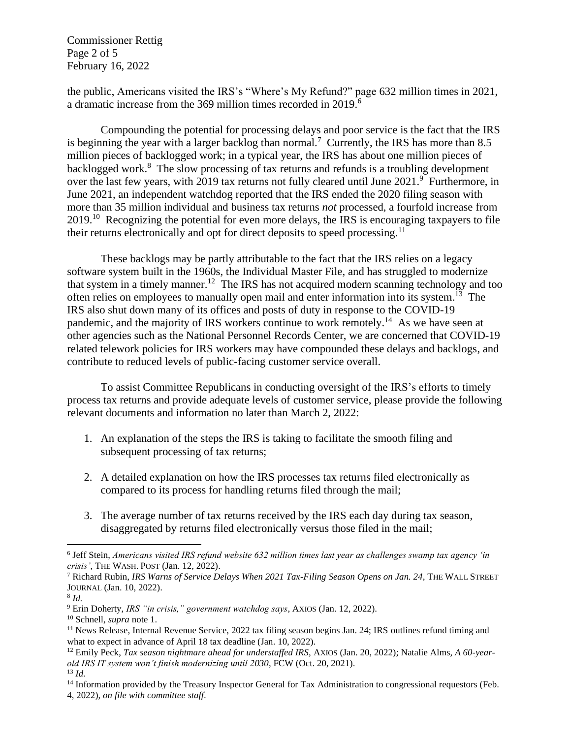the public, Americans visited the IRS's "Where's My Refund?" page 632 million times in 2021, a dramatic increase from the 369 million times recorded in 2019.[6]

Compounding the potential for processing delays and poor service is the fact that the IRS is beginning the year with a larger backlog than normal.[7] Currently, the IRS has more than 8.5 million pieces of backlogged work; in a typical year, the IRS has about one million pieces of backlogged work.[8] The slow processing of tax returns and refunds is a troubling development over the last few years, with 2019 tax returns not fully cleared until June 2021.[9] Furthermore, in June 2021, an independent watchdog reported that the IRS ended the 2020 filing season with more than 35 million individual and business tax returns *not* processed, a fourfold increase from 2019.[10] Recognizing the potential for even more delays, the IRS is encouraging taxpayers to file their returns electronically and opt for direct deposits to speed processing.[11]

These backlogs may be partly attributable to the fact that the IRS relies on a legacy software system built in the 1960s, the Individual Master File, and has struggled to modernize that system in a timely manner.[12] The IRS has not acquired modern scanning technology and too often relies on employees to manually open mail and enter information into its system.[13] The IRS also shut down many of its offices and posts of duty in response to the COVID-19 pandemic, and the majority of IRS workers continue to work remotely.[14] As we have seen at other agencies such as the National Personnel Records Center, we are concerned that COVID-19 related telework policies for IRS workers may have compounded these delays and backlogs, and contribute to reduced levels of public-facing customer service overall.

To assist Committee Republicans in conducting oversight of the IRS's efforts to timely process tax returns and provide adequate levels of customer service, please provide the following relevant documents and information no later than March 2, 2022:

1. An explanation of the steps the IRS is taking to facilitate the smooth filing and subsequent processing of tax returns;

2. A detailed explanation on how the IRS processes tax returns filed electronically as compared to its process for handling returns filed through the mail;

3. The average number of tax returns received by the IRS each day during tax season, disaggregated by returns filed electronically versus those filed in the mail;

---

[6] Jeff Stein, *Americans visited IRS refund website 632 million times last year as challenges swamp tax agency 'in crisis'*, THE WASH. POST (Jan. 12, 2022).

[7] Richard Rubin, *IRS Warns of Service Delays When 2021 Tax-Filing Season Opens on Jan. 24,* THE WALL STREET JOURNAL (Jan. 10, 2022).

[8] *Id.*

[9] Erin Doherty, *IRS "in crisis," government watchdog says*, AXIOS (Jan. 12, 2022).

[10] Schnell, *supra* note 1.

[11] News Release, Internal Revenue Service, 2022 tax filing season begins Jan. 24; IRS outlines refund timing and what to expect in advance of April 18 tax deadline (Jan. 10, 2022).

[12] Emily Peck, *Tax season nightmare ahead for understaffed IRS,* AXIOS (Jan. 20, 2022); Natalie Alms, *A 60-year-old IRS IT system won't finish modernizing until 2030*, FCW (Oct. 20, 2021).

[13] *Id.*

[14] Information provided by the Treasury Inspector General for Tax Administration to congressional requestors (Feb. 4, 2022), *on file with committee staff*.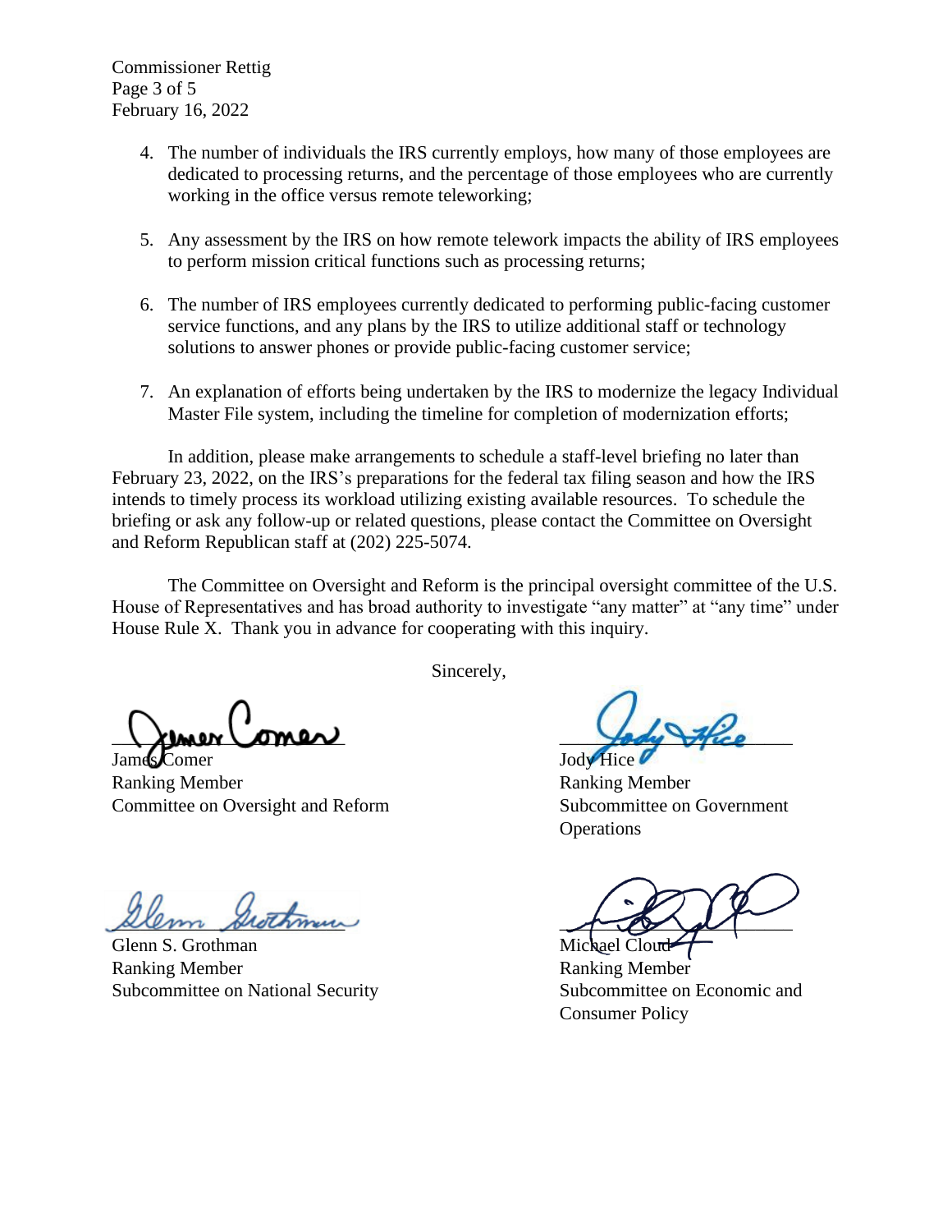4. The number of individuals the IRS currently employs, how many of those employees are dedicated to processing returns, and the percentage of those employees who are currently working in the office versus remote teleworking;

5. Any assessment by the IRS on how remote telework impacts the ability of IRS employees to perform mission critical functions such as processing returns;

6. The number of IRS employees currently dedicated to performing public-facing customer service functions, and any plans by the IRS to utilize additional staff or technology solutions to answer phones or provide public-facing customer service;

7. An explanation of efforts being undertaken by the IRS to modernize the legacy Individual Master File system, including the timeline for completion of modernization efforts;

In addition, please make arrangements to schedule a staff-level briefing no later than February 23, 2022, on the IRS's preparations for the federal tax filing season and how the IRS intends to timely process its workload utilizing existing available resources. To schedule the briefing or ask any follow-up or related questions, please contact the Committee on Oversight and Reform Republican staff at (202) 225-5074.

The Committee on Oversight and Reform is the principal oversight committee of the U.S. House of Representatives and has broad authority to investigate "any matter" at "any time" under House Rule X. Thank you in advance for cooperating with this inquiry.

Sincerely,

James Comer
Ranking Member
Committee on Oversight and Reform

Jody Hice
Ranking Member
Subcommittee on Government Operations

Glenn S. Grothman
Ranking Member
Subcommittee on National Security

Michael Cloud
Ranking Member
Subcommittee on Economic and Consumer Policy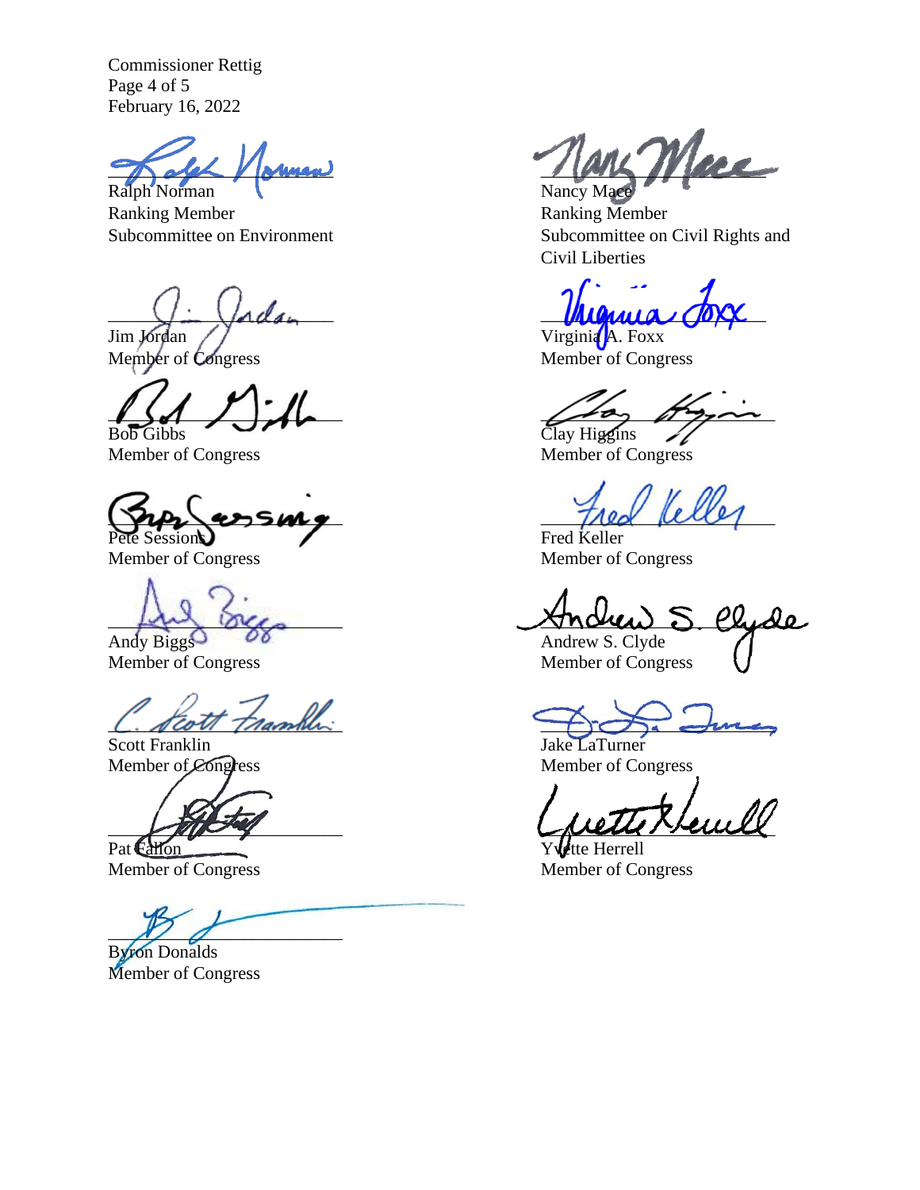Commissioner Rettig
Page 4 of 5
February 16, 2022

Ralph Norman
Ranking Member
Subcommittee on Environment

Nancy Mace
Ranking Member
Subcommittee on Civil Rights and Civil Liberties

Jim Jordan
Member of Congress

Virginia A. Foxx
Member of Congress

Bob Gibbs
Member of Congress

Clay Higgins
Member of Congress

Pete Sessions
Member of Congress

Fred Keller
Member of Congress

Andy Biggs
Member of Congress

Andrew S. Clyde
Member of Congress

Scott Franklin
Member of Congress

Jake LaTurner
Member of Congress

Pat Fallon
Member of Congress

Yvette Herrell
Member of Congress

Byron Donalds
Member of Congress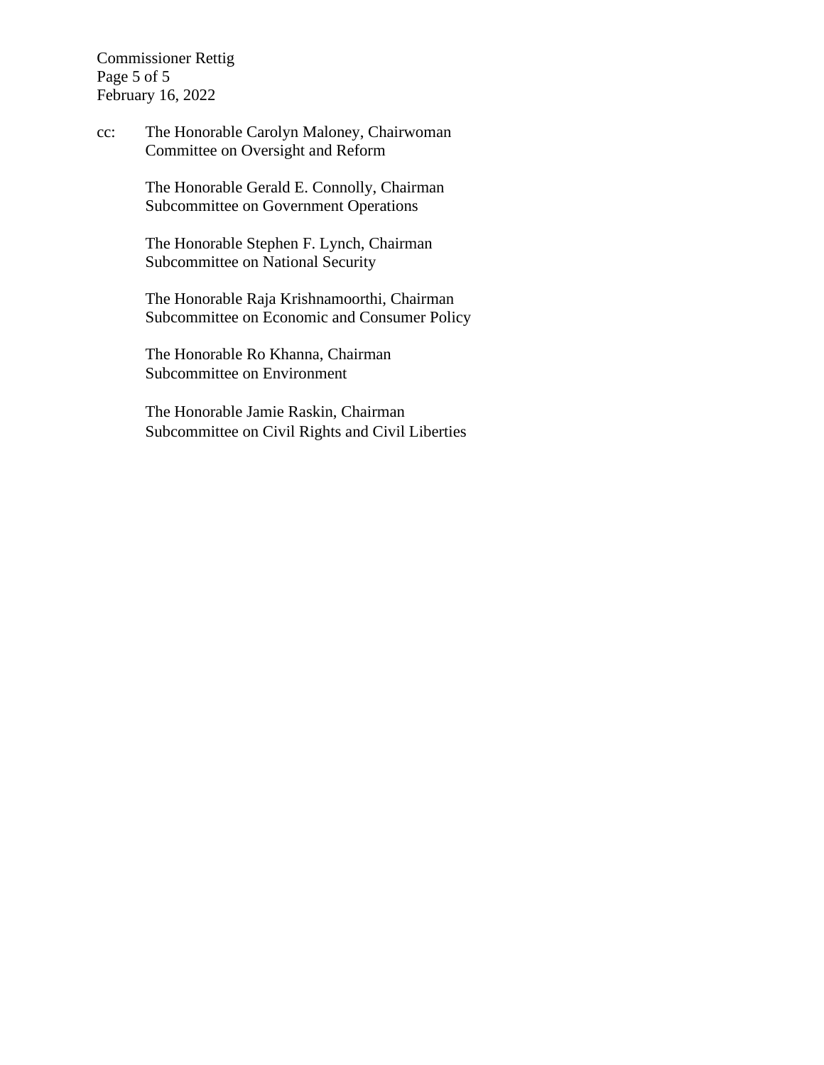cc: The Honorable Carolyn Maloney, Chairwoman
Committee on Oversight and Reform

The Honorable Gerald E. Connolly, Chairman
Subcommittee on Government Operations

The Honorable Stephen F. Lynch, Chairman
Subcommittee on National Security

The Honorable Raja Krishnamoorthi, Chairman
Subcommittee on Economic and Consumer Policy

The Honorable Ro Khanna, Chairman
Subcommittee on Environment

The Honorable Jamie Raskin, Chairman
Subcommittee on Civil Rights and Civil Liberties